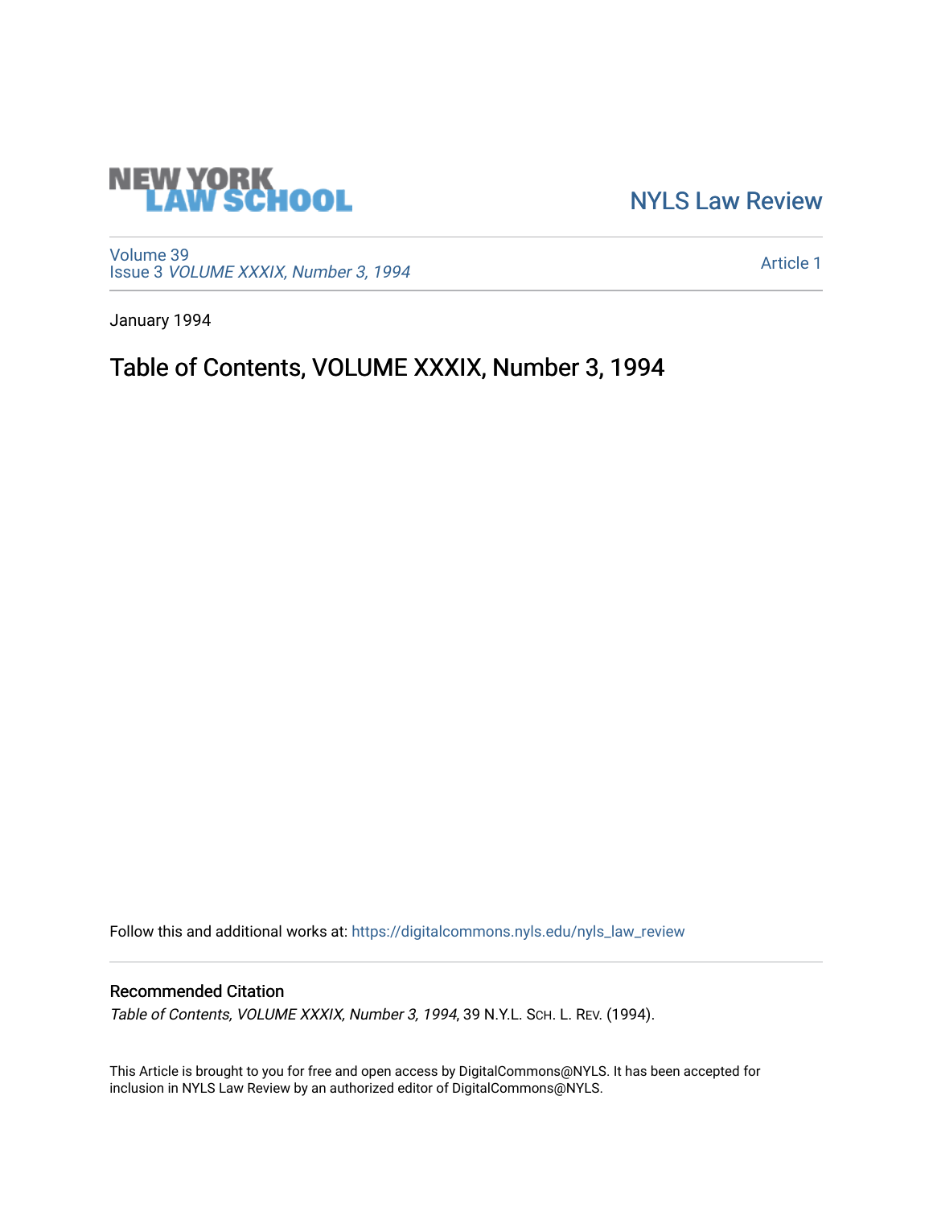NEW YORK LAW SCHOOL

NYLS Law Review

Volume 39
Issue 3 *VOLUME XXXIX, Number 3, 1994*

Article 1

January 1994

# Table of Contents, VOLUME XXXIX, Number 3, 1994

Follow this and additional works at: https://digitalcommons.nyls.edu/nyls_law_review

## Recommended Citation

*Table of Contents, VOLUME XXXIX, Number 3, 1994*, 39 N.Y.L. Sch. L. Rev. (1994).

This Article is brought to you for free and open access by DigitalCommons@NYLS. It has been accepted for inclusion in NYLS Law Review by an authorized editor of DigitalCommons@NYLS.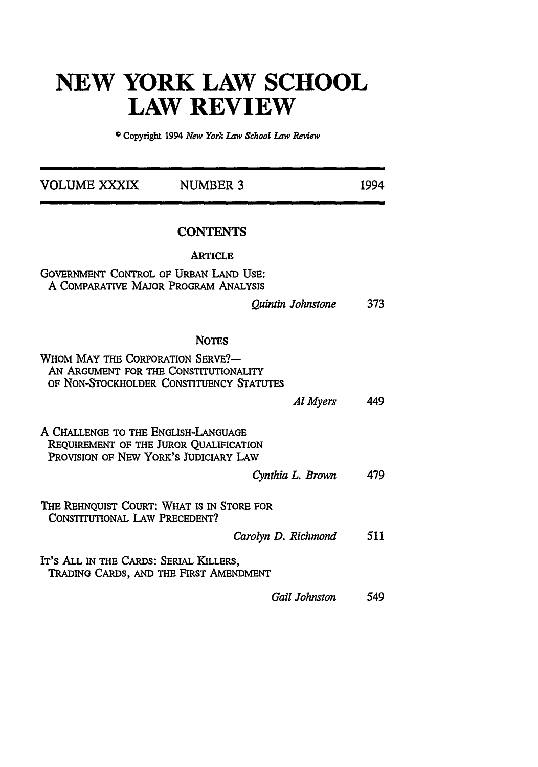# NEW YORK LAW SCHOOL LAW REVIEW

© Copyright 1994 *New York Law School Law Review*

VOLUME XXXIX NUMBER 3 1994

## CONTENTS

### ARTICLE

GOVERNMENT CONTROL OF URBAN LAND USE: A COMPARATIVE MAJOR PROGRAM ANALYSIS
*Quintin Johnstone* 373

### NOTES

WHOM MAY THE CORPORATION SERVE?— AN ARGUMENT FOR THE CONSTITUTIONALITY OF NON-STOCKHOLDER CONSTITUENCY STATUTES
*Al Myers* 449

A CHALLENGE TO THE ENGLISH-LANGUAGE REQUIREMENT OF THE JUROR QUALIFICATION PROVISION OF NEW YORK'S JUDICIARY LAW
*Cynthia L. Brown* 479

THE REHNQUIST COURT: WHAT IS IN STORE FOR CONSTITUTIONAL LAW PRECEDENT?
*Carolyn D. Richmond* 511

IT'S ALL IN THE CARDS: SERIAL KILLERS, TRADING CARDS, AND THE FIRST AMENDMENT
*Gail Johnston* 549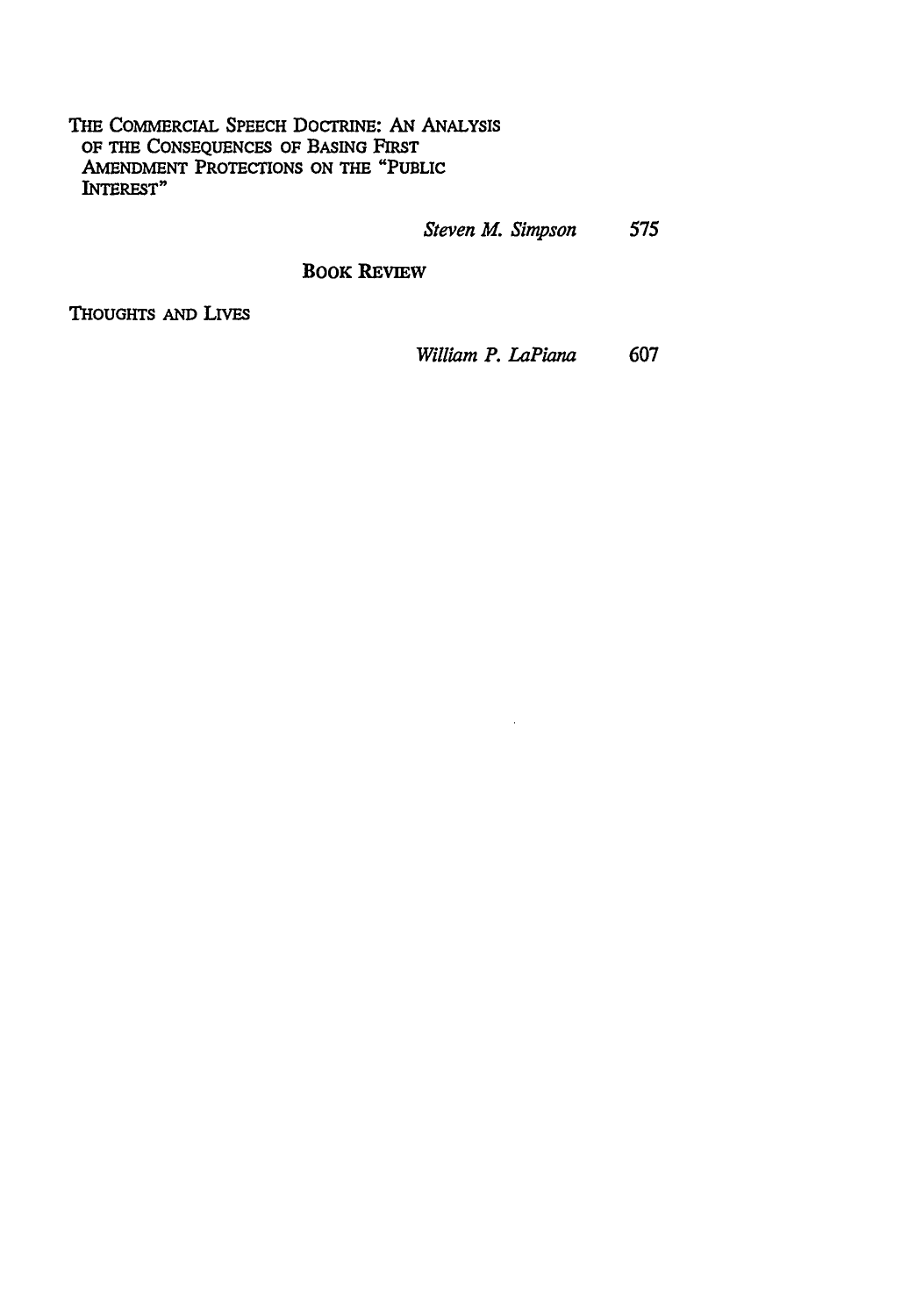THE COMMERCIAL SPEECH DOCTRINE: AN ANALYSIS OF THE CONSEQUENCES OF BASING FIRST AMENDMENT PROTECTIONS ON THE "PUBLIC INTEREST"

*Steven M. Simpson* 575

## BOOK REVIEW

THOUGHTS AND LIVES

*William P. LaPiana* 607